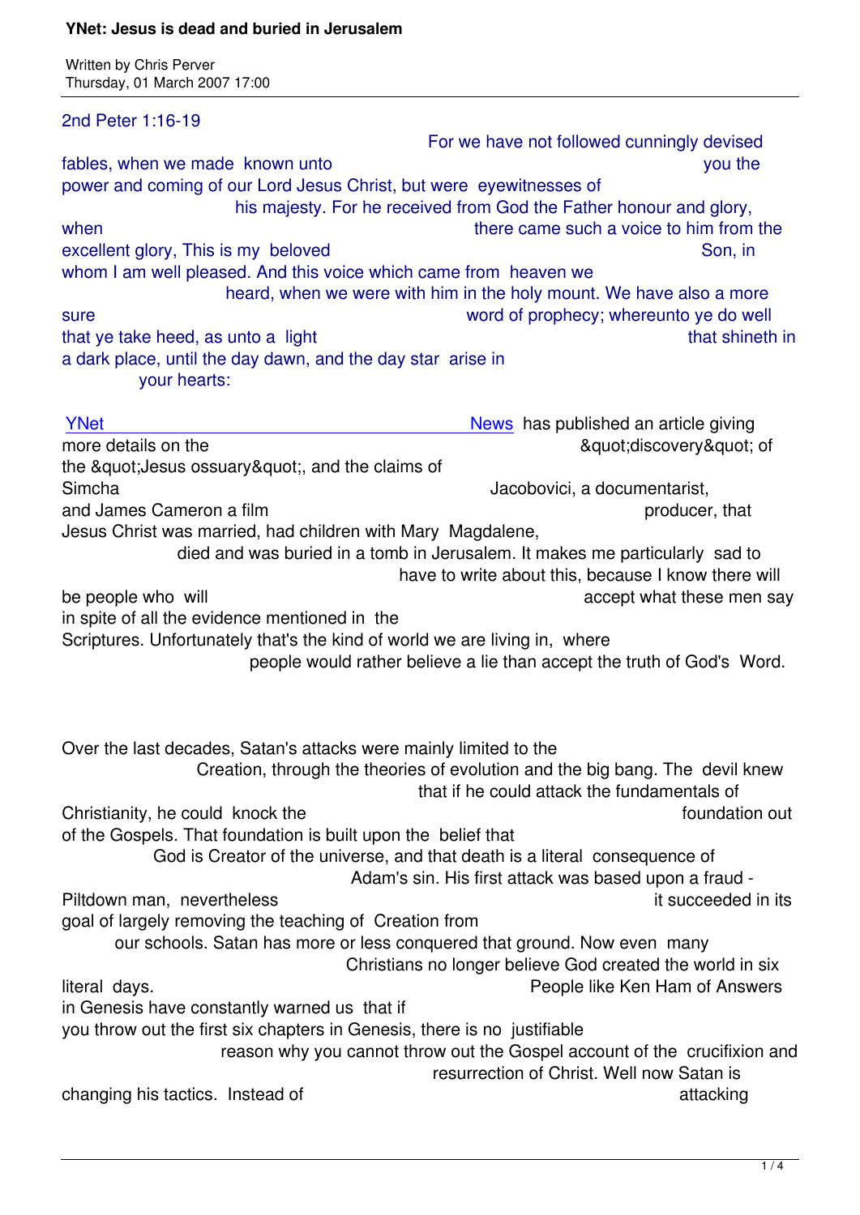# YNet: Jesus is dead and buried in Jerusalem

Written by Chris Perver
Thursday, 01 March 2007 17:00

2nd Peter 1:16-19

For we have not followed cunningly devised fables, when we made known unto you the power and coming of our Lord Jesus Christ, but were eyewitnesses of his majesty. For he received from God the Father honour and glory, when there came such a voice to him from the excellent glory, This is my beloved Son, in whom I am well pleased. And this voice which came from heaven we heard, when we were with him in the holy mount. We have also a more sure word of prophecy; whereunto ye do well that ye take heed, as unto a light that shineth in a dark place, until the day dawn, and the day star arise in your hearts:

YNet News has published an article giving more details on the &quot;discovery&quot; of the &quot;Jesus ossuary&quot;, and the claims of Simcha Jacobovici, a documentarist, and James Cameron a film producer, that Jesus Christ was married, had children with Mary Magdalene, died and was buried in a tomb in Jerusalem. It makes me particularly sad to have to write about this, because I know there will be people who will accept what these men say in spite of all the evidence mentioned in the Scriptures. Unfortunately that's the kind of world we are living in, where people would rather believe a lie than accept the truth of God's Word.

Over the last decades, Satan's attacks were mainly limited to the Creation, through the theories of evolution and the big bang. The devil knew that if he could attack the fundamentals of Christianity, he could knock the foundation out of the Gospels. That foundation is built upon the belief that God is Creator of the universe, and that death is a literal consequence of Adam's sin. His first attack was based upon a fraud - Piltdown man, nevertheless it succeeded in its goal of largely removing the teaching of Creation from our schools. Satan has more or less conquered that ground. Now even many Christians no longer believe God created the world in six literal days. People like Ken Ham of Answers in Genesis have constantly warned us that if you throw out the first six chapters in Genesis, there is no justifiable reason why you cannot throw out the Gospel account of the crucifixion and resurrection of Christ. Well now Satan is changing his tactics. Instead of attacking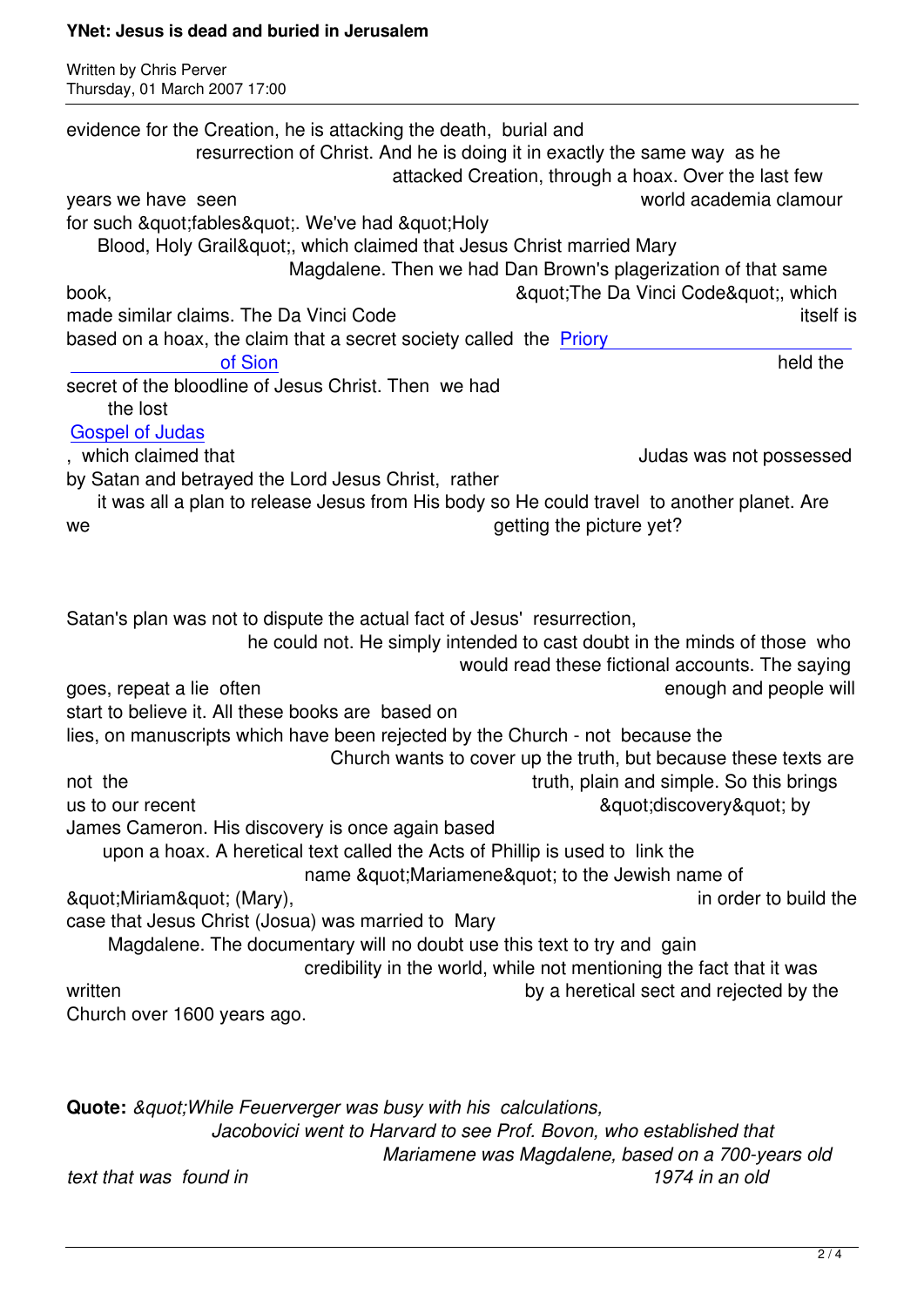evidence for the Creation, he is attacking the death, burial and resurrection of Christ. And he is doing it in exactly the same way as he attacked Creation, through a hoax. Over the last few years we have seen world academia clamour for such &quot;fables&quot;. We've had &quot;Holy Blood, Holy Grail&quot;, which claimed that Jesus Christ married Mary Magdalene. Then we had Dan Brown's plagerization of that same book, &quot;The Da Vinci Code&quot;, which made similar claims. The Da Vinci Code itself is based on a hoax, the claim that a secret society called the Priory of Sion held the secret of the bloodline of Jesus Christ. Then we had the lost Gospel of Judas, which claimed that Judas was not possessed by Satan and betrayed the Lord Jesus Christ, rather it was all a plan to release Jesus from His body so He could travel to another planet. Are we getting the picture yet?

Satan's plan was not to dispute the actual fact of Jesus' resurrection, he could not. He simply intended to cast doubt in the minds of those who would read these fictional accounts. The saying goes, repeat a lie often enough and people will start to believe it. All these books are based on lies, on manuscripts which have been rejected by the Church - not because the Church wants to cover up the truth, but because these texts are not the truth, plain and simple. So this brings us to our recent &quot;discovery&quot; by James Cameron. His discovery is once again based upon a hoax. A heretical text called the Acts of Phillip is used to link the name &quot;Mariamene&quot; to the Jewish name of &quot;Miriam&quot; (Mary), in order to build the case that Jesus Christ (Josua) was married to Mary Magdalene. The documentary will no doubt use this text to try and gain credibility in the world, while not mentioning the fact that it was written by a heretical sect and rejected by the Church over 1600 years ago.

**Quote:** *&quot;While Feuerverger was busy with his calculations, Jacobovici went to Harvard to see Prof. Bovon, who established that Mariamene was Magdalene, based on a 700-years old text that was found in 1974 in an old*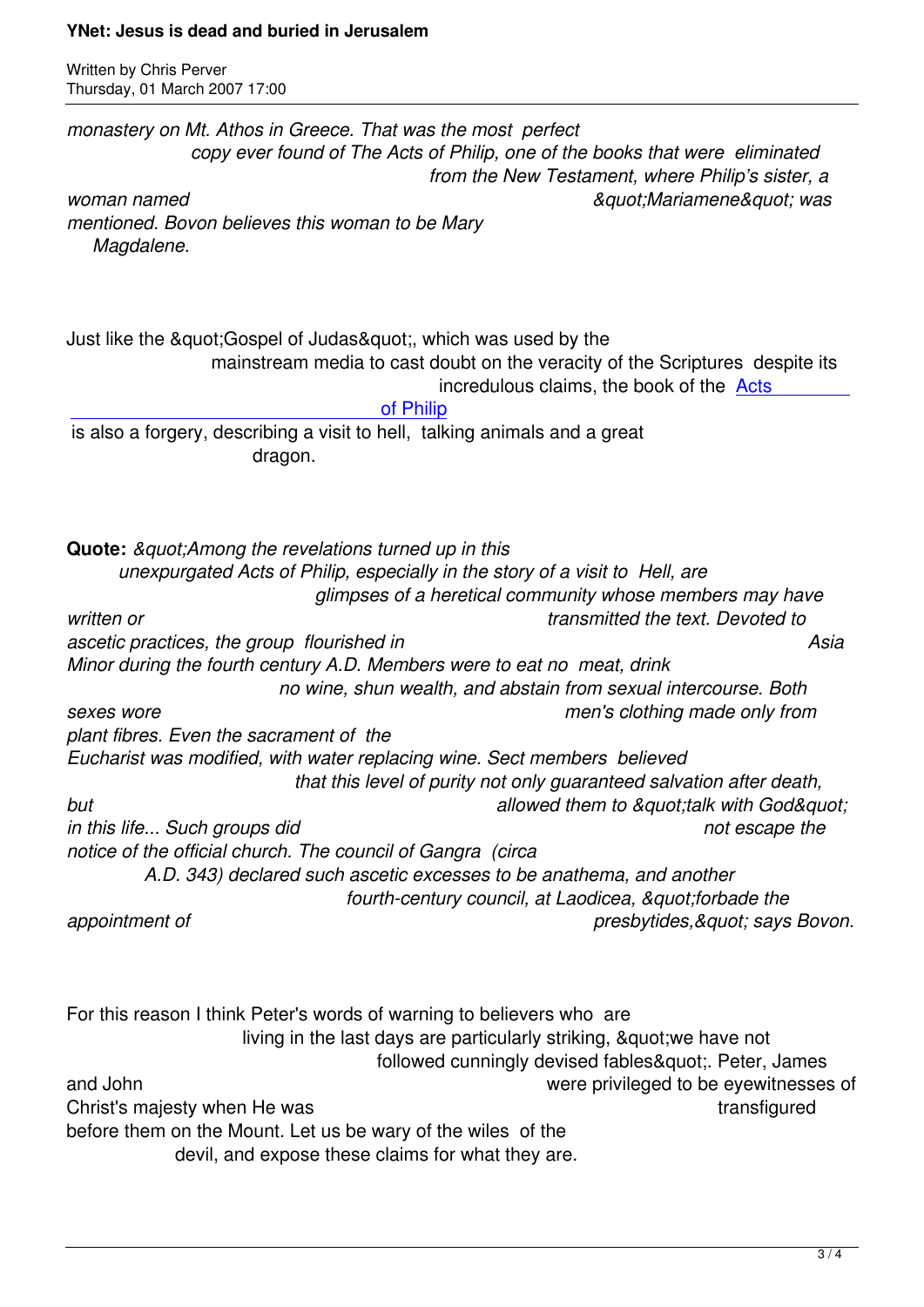*monastery on Mt. Athos in Greece. That was the most perfect copy ever found of The Acts of Philip, one of the books that were eliminated from the New Testament, where Philip's sister, a woman named "Mariamene" was mentioned. Bovon believes this woman to be Mary Magdalene.*

Just like the "Gospel of Judas", which was used by the mainstream media to cast doubt on the veracity of the Scriptures despite its incredulous claims, the book of the Acts of Philip is also a forgery, describing a visit to hell, talking animals and a great dragon.

**Quote:** *"Among the revelations turned up in this unexpurgated Acts of Philip, especially in the story of a visit to Hell, are glimpses of a heretical community whose members may have written or transmitted the text. Devoted to ascetic practices, the group flourished in Asia Minor during the fourth century A.D. Members were to eat no meat, drink no wine, shun wealth, and abstain from sexual intercourse. Both sexes wore men's clothing made only from plant fibres. Even the sacrament of the Eucharist was modified, with water replacing wine. Sect members believed that this level of purity not only guaranteed salvation after death, but allowed them to "talk with God" in this life... Such groups did not escape the notice of the official church. The council of Gangra (circa A.D. 343) declared such ascetic excesses to be anathema, and another fourth-century council, at Laodicea, "forbade the appointment of presbytides," says Bovon.*

For this reason I think Peter's words of warning to believers who are living in the last days are particularly striking, "we have not followed cunningly devised fables". Peter, James and John were privileged to be eyewitnesses of Christ's majesty when He was transfigured before them on the Mount. Let us be wary of the wiles of the devil, and expose these claims for what they are.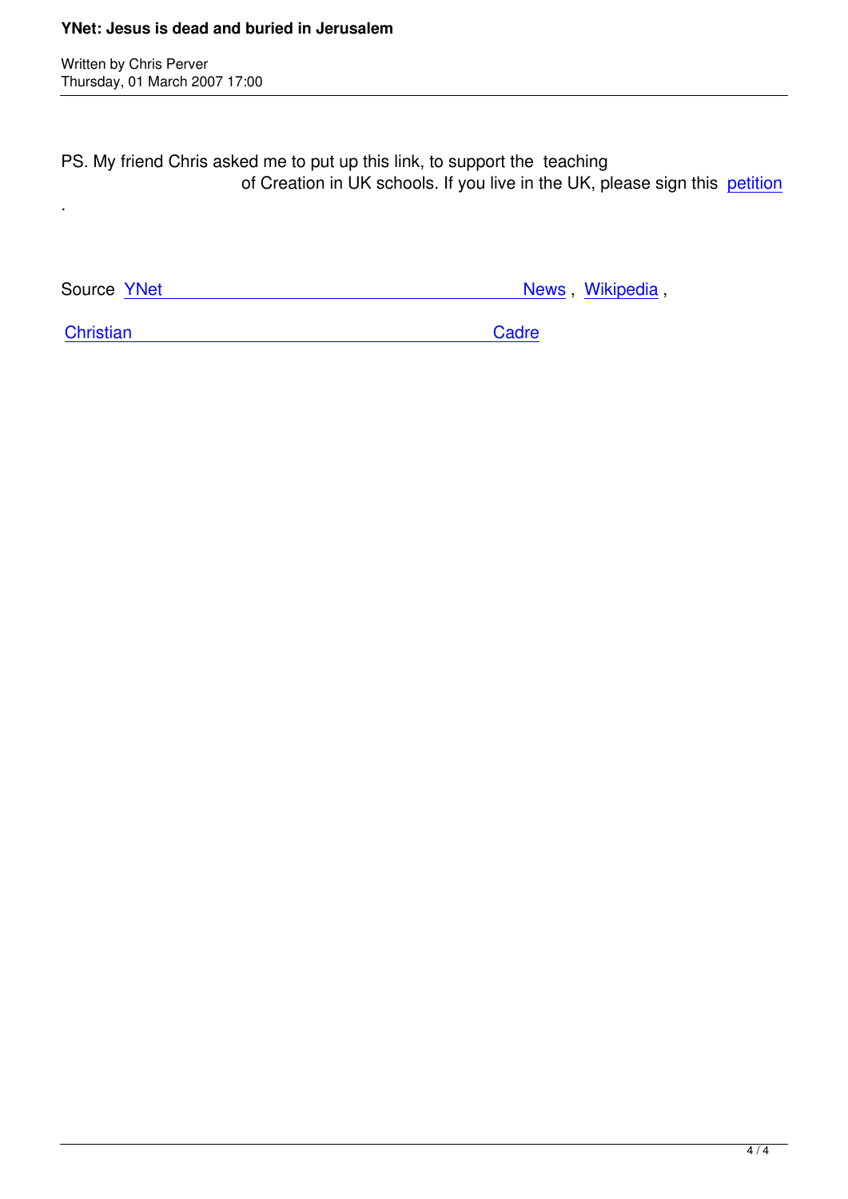PS. My friend Chris asked me to put up this link, to support the teaching of Creation in UK schools. If you live in the UK, please sign this petition.

Source YNet News, Wikipedia, Christian Cadre